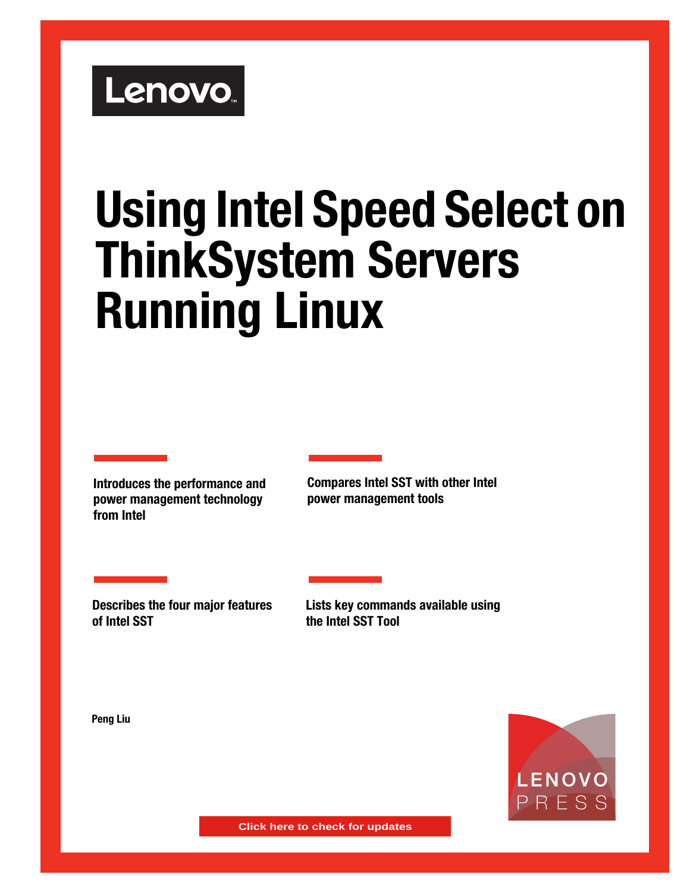Lenovo

# Using Intel Speed Select on ThinkSystem Servers Running Linux

**Introduces the performance and power management technology from Intel**

**Compares Intel SST with other Intel power management tools**

**Describes the four major features of Intel SST**

**Lists key commands available using the Intel SST Tool**

**Peng Liu**

Click here to check for updates

LENOVO PRESS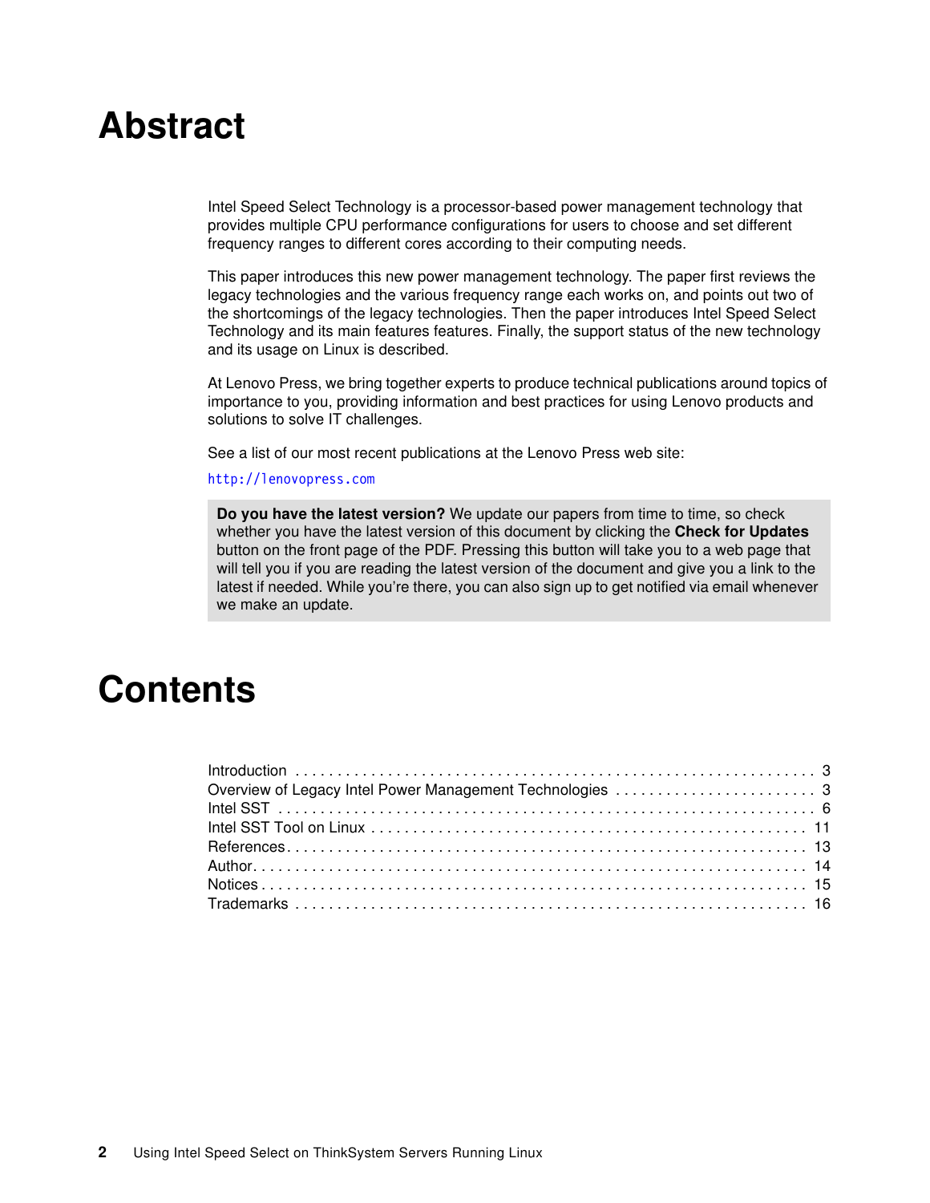# Abstract

Intel Speed Select Technology is a processor-based power management technology that provides multiple CPU performance configurations for users to choose and set different frequency ranges to different cores according to their computing needs.

This paper introduces this new power management technology. The paper first reviews the legacy technologies and the various frequency range each works on, and points out two of the shortcomings of the legacy technologies. Then the paper introduces Intel Speed Select Technology and its main features features. Finally, the support status of the new technology and its usage on Linux is described.

At Lenovo Press, we bring together experts to produce technical publications around topics of importance to you, providing information and best practices for using Lenovo products and solutions to solve IT challenges.

See a list of our most recent publications at the Lenovo Press web site:

http://lenovopress.com

**Do you have the latest version?** We update our papers from time to time, so check whether you have the latest version of this document by clicking the **Check for Updates** button on the front page of the PDF. Pressing this button will take you to a web page that will tell you if you are reading the latest version of the document and give you a link to the latest if needed. While you're there, you can also sign up to get notified via email whenever we make an update.

# Contents

Introduction . . . . . . . . . . . . . . . . . . . . . . . . . . . . . . . . . . . . . . . . . . . . . . . . . . . . . . . . . . . . . . 3
Overview of Legacy Intel Power Management Technologies . . . . . . . . . . . . . . . . . . . . . . . . 3
Intel SST . . . . . . . . . . . . . . . . . . . . . . . . . . . . . . . . . . . . . . . . . . . . . . . . . . . . . . . . . . . . . . . . . 6
Intel SST Tool on Linux . . . . . . . . . . . . . . . . . . . . . . . . . . . . . . . . . . . . . . . . . . . . . . . . . . . . 11
References . . . . . . . . . . . . . . . . . . . . . . . . . . . . . . . . . . . . . . . . . . . . . . . . . . . . . . . . . . . . . . 13
Author . . . . . . . . . . . . . . . . . . . . . . . . . . . . . . . . . . . . . . . . . . . . . . . . . . . . . . . . . . . . . . . . . 14
Notices . . . . . . . . . . . . . . . . . . . . . . . . . . . . . . . . . . . . . . . . . . . . . . . . . . . . . . . . . . . . . . . . . 15
Trademarks . . . . . . . . . . . . . . . . . . . . . . . . . . . . . . . . . . . . . . . . . . . . . . . . . . . . . . . . . . . . . 16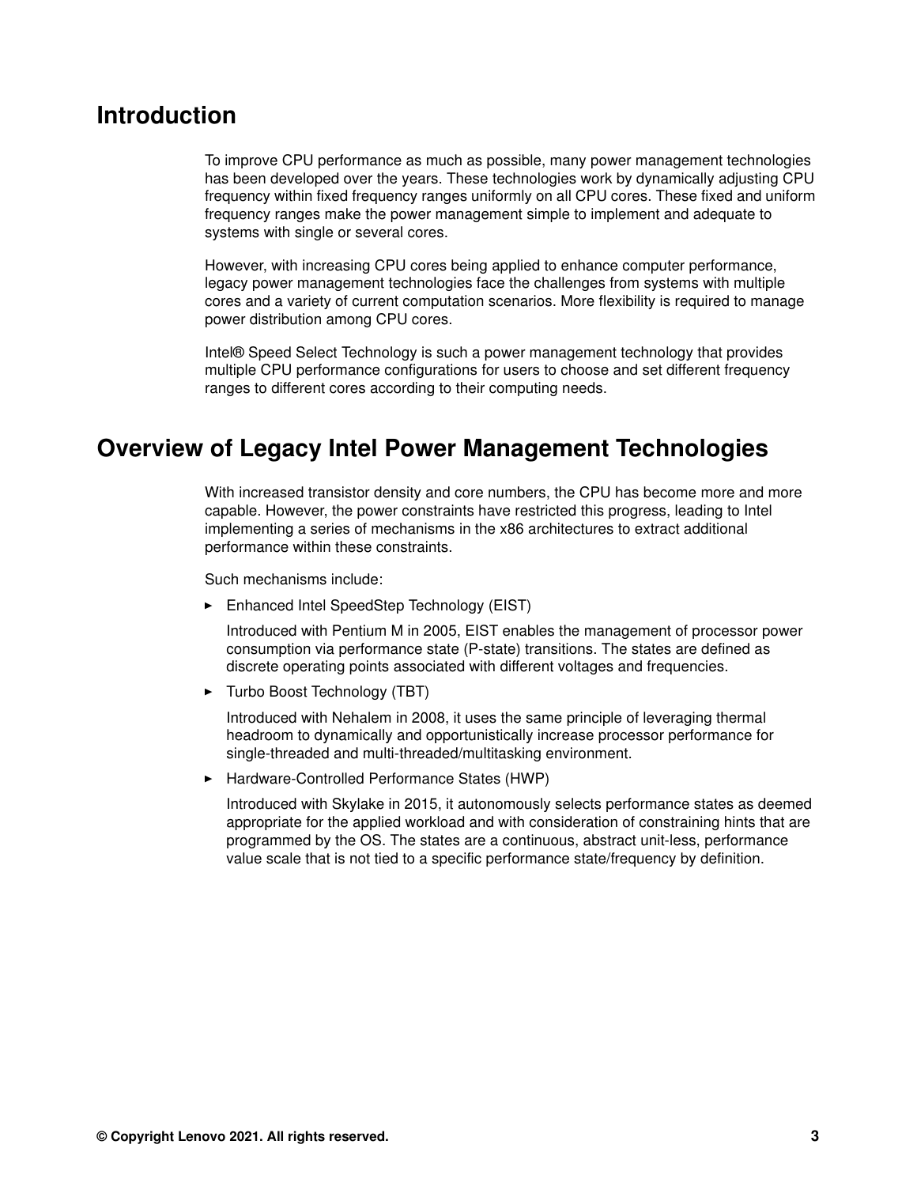## Introduction

To improve CPU performance as much as possible, many power management technologies has been developed over the years. These technologies work by dynamically adjusting CPU frequency within fixed frequency ranges uniformly on all CPU cores. These fixed and uniform frequency ranges make the power management simple to implement and adequate to systems with single or several cores.

However, with increasing CPU cores being applied to enhance computer performance, legacy power management technologies face the challenges from systems with multiple cores and a variety of current computation scenarios. More flexibility is required to manage power distribution among CPU cores.

Intel® Speed Select Technology is such a power management technology that provides multiple CPU performance configurations for users to choose and set different frequency ranges to different cores according to their computing needs.

## Overview of Legacy Intel Power Management Technologies

With increased transistor density and core numbers, the CPU has become more and more capable. However, the power constraints have restricted this progress, leading to Intel implementing a series of mechanisms in the x86 architectures to extract additional performance within these constraints.

Such mechanisms include:

- Enhanced Intel SpeedStep Technology (EIST)

  Introduced with Pentium M in 2005, EIST enables the management of processor power consumption via performance state (P-state) transitions. The states are defined as discrete operating points associated with different voltages and frequencies.

- Turbo Boost Technology (TBT)

  Introduced with Nehalem in 2008, it uses the same principle of leveraging thermal headroom to dynamically and opportunistically increase processor performance for single-threaded and multi-threaded/multitasking environment.

- Hardware-Controlled Performance States (HWP)

  Introduced with Skylake in 2015, it autonomously selects performance states as deemed appropriate for the applied workload and with consideration of constraining hints that are programmed by the OS. The states are a continuous, abstract unit-less, performance value scale that is not tied to a specific performance state/frequency by definition.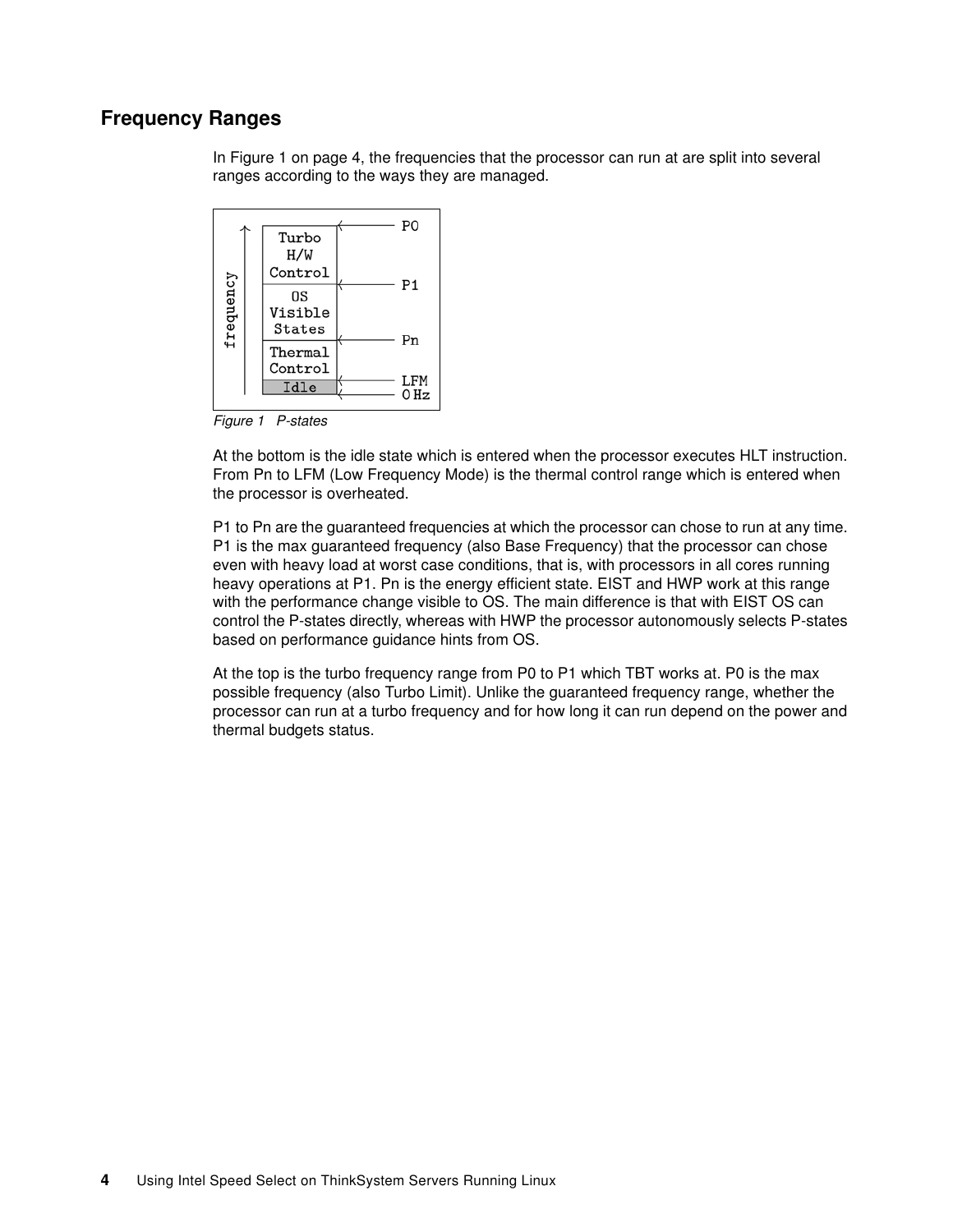## Frequency Ranges

In Figure 1 on page 4, the frequencies that the processor can run at are split into several ranges according to the ways they are managed.

Figure 1 P-states

At the bottom is the idle state which is entered when the processor executes HLT instruction. From Pn to LFM (Low Frequency Mode) is the thermal control range which is entered when the processor is overheated.

P1 to Pn are the guaranteed frequencies at which the processor can chose to run at any time. P1 is the max guaranteed frequency (also Base Frequency) that the processor can chose even with heavy load at worst case conditions, that is, with processors in all cores running heavy operations at P1. Pn is the energy efficient state. EIST and HWP work at this range with the performance change visible to OS. The main difference is that with EIST OS can control the P-states directly, whereas with HWP the processor autonomously selects P-states based on performance guidance hints from OS.

At the top is the turbo frequency range from P0 to P1 which TBT works at. P0 is the max possible frequency (also Turbo Limit). Unlike the guaranteed frequency range, whether the processor can run at a turbo frequency and for how long it can run depend on the power and thermal budgets status.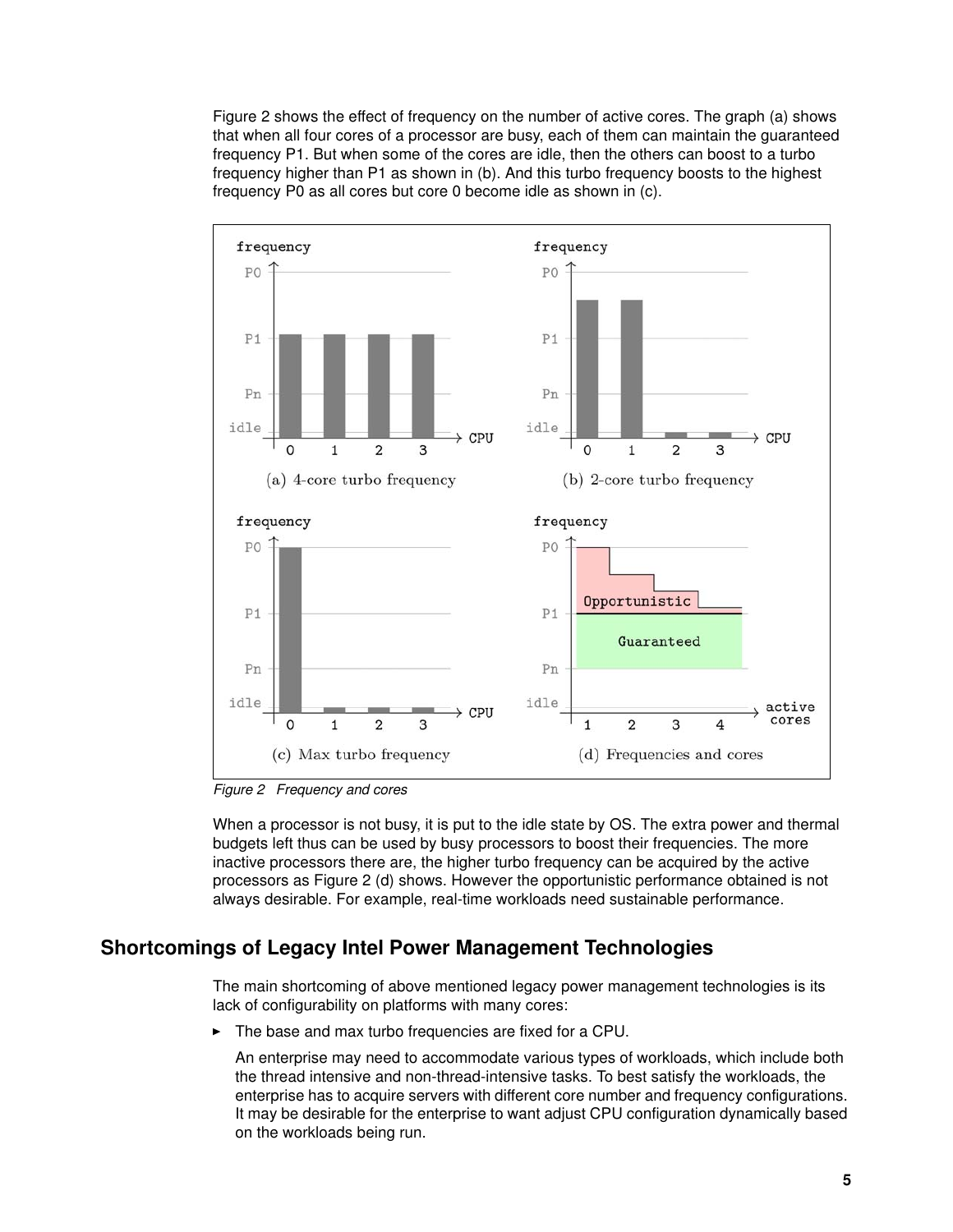Figure 2 shows the effect of frequency on the number of active cores. The graph (a) shows that when all four cores of a processor are busy, each of them can maintain the guaranteed frequency P1. But when some of the cores are idle, then the others can boost to a turbo frequency higher than P1 as shown in (b). And this turbo frequency boosts to the highest frequency P0 as all cores but core 0 become idle as shown in (c).

*Figure 2 Frequency and cores*

When a processor is not busy, it is put to the idle state by OS. The extra power and thermal budgets left thus can be used by busy processors to boost their frequencies. The more inactive processors there are, the higher turbo frequency can be acquired by the active processors as Figure 2 (d) shows. However the opportunistic performance obtained is not always desirable. For example, real-time workloads need sustainable performance.

## Shortcomings of Legacy Intel Power Management Technologies

The main shortcoming of above mentioned legacy power management technologies is its lack of configurability on platforms with many cores:

- The base and max turbo frequencies are fixed for a CPU.

  An enterprise may need to accommodate various types of workloads, which include both the thread intensive and non-thread-intensive tasks. To best satisfy the workloads, the enterprise has to acquire servers with different core number and frequency configurations. It may be desirable for the enterprise to want adjust CPU configuration dynamically based on the workloads being run.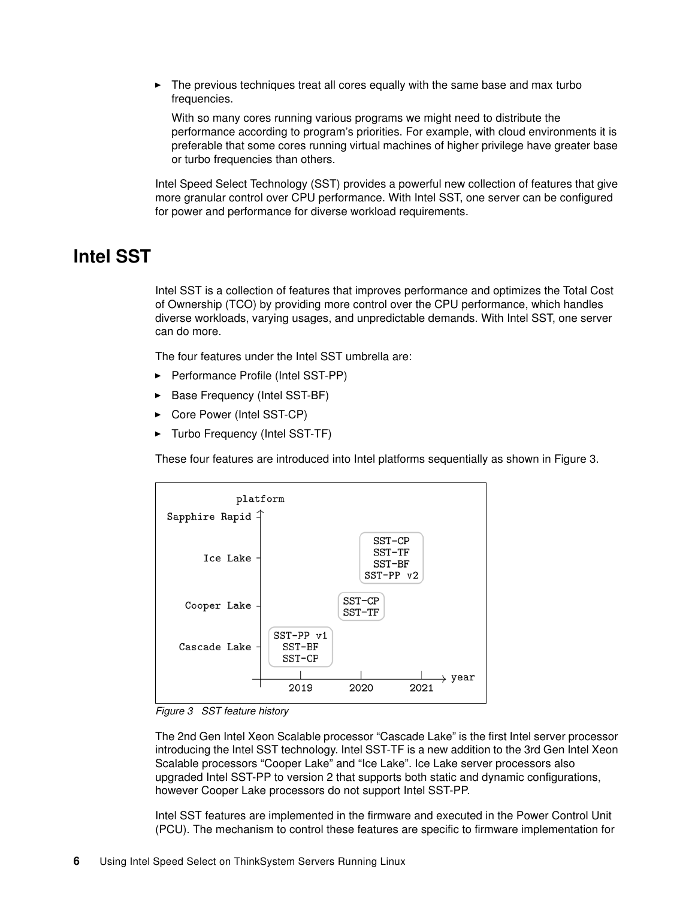- The previous techniques treat all cores equally with the same base and max turbo frequencies.

  With so many cores running various programs we might need to distribute the performance according to program's priorities. For example, with cloud environments it is preferable that some cores running virtual machines of higher privilege have greater base or turbo frequencies than others.

Intel Speed Select Technology (SST) provides a powerful new collection of features that give more granular control over CPU performance. With Intel SST, one server can be configured for power and performance for diverse workload requirements.

# Intel SST

Intel SST is a collection of features that improves performance and optimizes the Total Cost of Ownership (TCO) by providing more control over the CPU performance, which handles diverse workloads, varying usages, and unpredictable demands. With Intel SST, one server can do more.

The four features under the Intel SST umbrella are:

- Performance Profile (Intel SST-PP)
- Base Frequency (Intel SST-BF)
- Core Power (Intel SST-CP)
- Turbo Frequency (Intel SST-TF)

These four features are introduced into Intel platforms sequentially as shown in Figure 3.

*Figure 3 SST feature history*

The 2nd Gen Intel Xeon Scalable processor "Cascade Lake" is the first Intel server processor introducing the Intel SST technology. Intel SST-TF is a new addition to the 3rd Gen Intel Xeon Scalable processors "Cooper Lake" and "Ice Lake". Ice Lake server processors also upgraded Intel SST-PP to version 2 that supports both static and dynamic configurations, however Cooper Lake processors do not support Intel SST-PP.

Intel SST features are implemented in the firmware and executed in the Power Control Unit (PCU). The mechanism to control these features are specific to firmware implementation for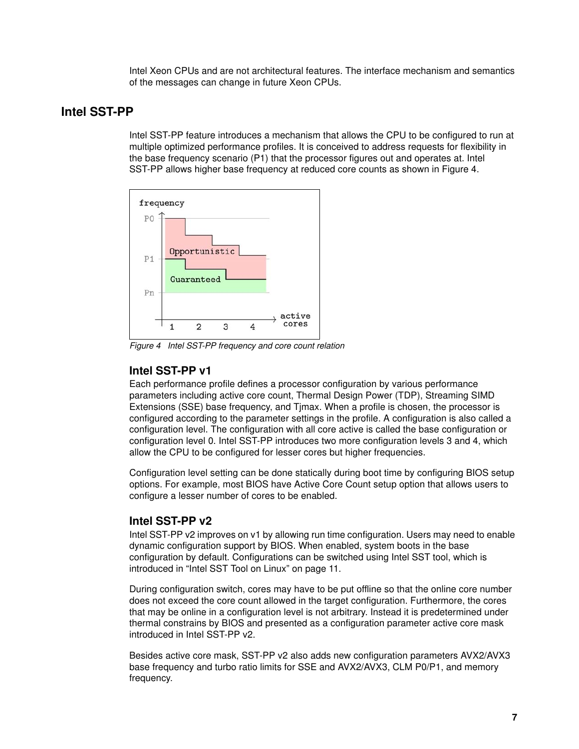Intel Xeon CPUs and are not architectural features. The interface mechanism and semantics of the messages can change in future Xeon CPUs.

## Intel SST-PP

Intel SST-PP feature introduces a mechanism that allows the CPU to be configured to run at multiple optimized performance profiles. It is conceived to address requests for flexibility in the base frequency scenario (P1) that the processor figures out and operates at. Intel SST-PP allows higher base frequency at reduced core counts as shown in Figure 4.

*Figure 4 Intel SST-PP frequency and core count relation*

### Intel SST-PP v1

Each performance profile defines a processor configuration by various performance parameters including active core count, Thermal Design Power (TDP), Streaming SIMD Extensions (SSE) base frequency, and Tjmax. When a profile is chosen, the processor is configured according to the parameter settings in the profile. A configuration is also called a configuration level. The configuration with all core active is called the base configuration or configuration level 0. Intel SST-PP introduces two more configuration levels 3 and 4, which allow the CPU to be configured for lesser cores but higher frequencies.

Configuration level setting can be done statically during boot time by configuring BIOS setup options. For example, most BIOS have Active Core Count setup option that allows users to configure a lesser number of cores to be enabled.

### Intel SST-PP v2

Intel SST-PP v2 improves on v1 by allowing run time configuration. Users may need to enable dynamic configuration support by BIOS. When enabled, system boots in the base configuration by default. Configurations can be switched using Intel SST tool, which is introduced in "Intel SST Tool on Linux" on page 11.

During configuration switch, cores may have to be put offline so that the online core number does not exceed the core count allowed in the target configuration. Furthermore, the cores that may be online in a configuration level is not arbitrary. Instead it is predetermined under thermal constrains by BIOS and presented as a configuration parameter active core mask introduced in Intel SST-PP v2.

Besides active core mask, SST-PP v2 also adds new configuration parameters AVX2/AVX3 base frequency and turbo ratio limits for SSE and AVX2/AVX3, CLM P0/P1, and memory frequency.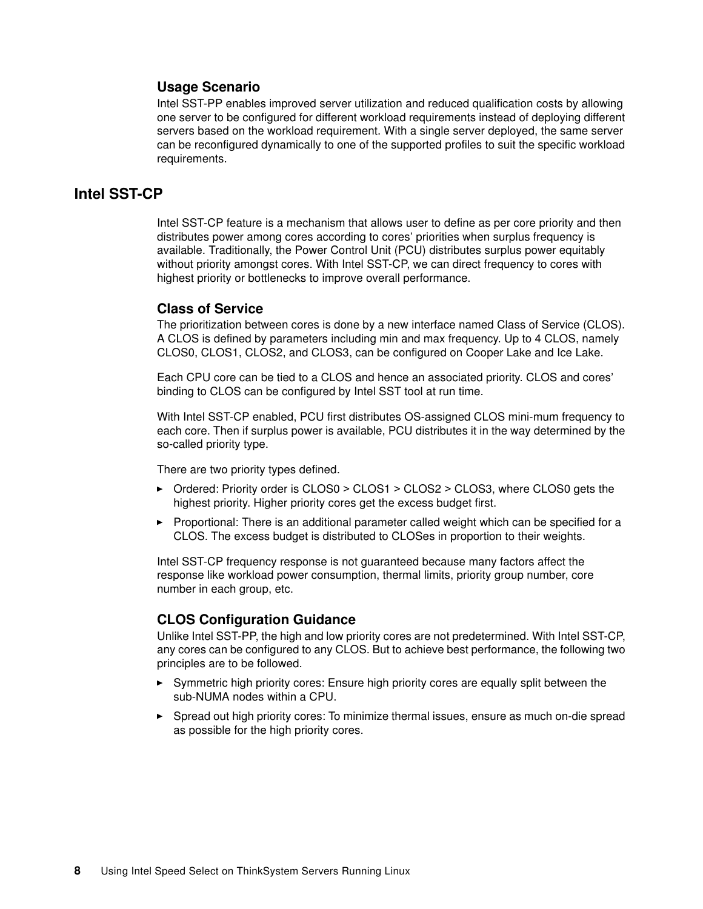### Usage Scenario

Intel SST-PP enables improved server utilization and reduced qualification costs by allowing one server to be configured for different workload requirements instead of deploying different servers based on the workload requirement. With a single server deployed, the same server can be reconfigured dynamically to one of the supported profiles to suit the specific workload requirements.

## Intel SST-CP

Intel SST-CP feature is a mechanism that allows user to define as per core priority and then distributes power among cores according to cores' priorities when surplus frequency is available. Traditionally, the Power Control Unit (PCU) distributes surplus power equitably without priority amongst cores. With Intel SST-CP, we can direct frequency to cores with highest priority or bottlenecks to improve overall performance.

### Class of Service

The prioritization between cores is done by a new interface named Class of Service (CLOS). A CLOS is defined by parameters including min and max frequency. Up to 4 CLOS, namely CLOS0, CLOS1, CLOS2, and CLOS3, can be configured on Cooper Lake and Ice Lake.

Each CPU core can be tied to a CLOS and hence an associated priority. CLOS and cores' binding to CLOS can be configured by Intel SST tool at run time.

With Intel SST-CP enabled, PCU first distributes OS-assigned CLOS mini-mum frequency to each core. Then if surplus power is available, PCU distributes it in the way determined by the so-called priority type.

There are two priority types defined.

- Ordered: Priority order is CLOS0 > CLOS1 > CLOS2 > CLOS3, where CLOS0 gets the highest priority. Higher priority cores get the excess budget first.
- Proportional: There is an additional parameter called weight which can be specified for a CLOS. The excess budget is distributed to CLOSes in proportion to their weights.

Intel SST-CP frequency response is not guaranteed because many factors affect the response like workload power consumption, thermal limits, priority group number, core number in each group, etc.

### CLOS Configuration Guidance

Unlike Intel SST-PP, the high and low priority cores are not predetermined. With Intel SST-CP, any cores can be configured to any CLOS. But to achieve best performance, the following two principles are to be followed.

- Symmetric high priority cores: Ensure high priority cores are equally split between the sub-NUMA nodes within a CPU.
- Spread out high priority cores: To minimize thermal issues, ensure as much on-die spread as possible for the high priority cores.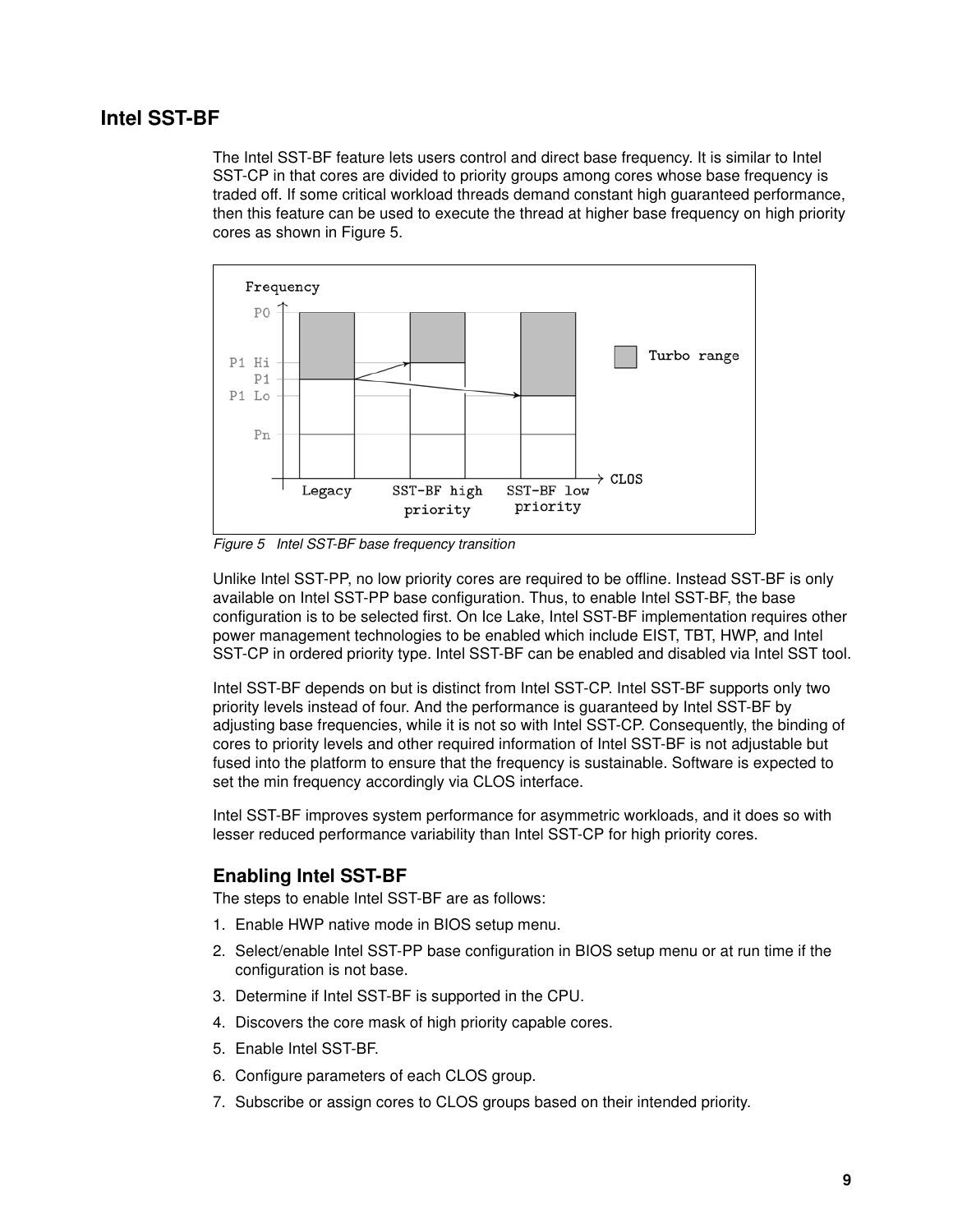## Intel SST-BF

The Intel SST-BF feature lets users control and direct base frequency. It is similar to Intel SST-CP in that cores are divided to priority groups among cores whose base frequency is traded off. If some critical workload threads demand constant high guaranteed performance, then this feature can be used to execute the thread at higher base frequency on high priority cores as shown in Figure 5.

*Figure 5 Intel SST-BF base frequency transition*

Unlike Intel SST-PP, no low priority cores are required to be offline. Instead SST-BF is only available on Intel SST-PP base configuration. Thus, to enable Intel SST-BF, the base configuration is to be selected first. On Ice Lake, Intel SST-BF implementation requires other power management technologies to be enabled which include EIST, TBT, HWP, and Intel SST-CP in ordered priority type. Intel SST-BF can be enabled and disabled via Intel SST tool.

Intel SST-BF depends on but is distinct from Intel SST-CP. Intel SST-BF supports only two priority levels instead of four. And the performance is guaranteed by Intel SST-BF by adjusting base frequencies, while it is not so with Intel SST-CP. Consequently, the binding of cores to priority levels and other required information of Intel SST-BF is not adjustable but fused into the platform to ensure that the frequency is sustainable. Software is expected to set the min frequency accordingly via CLOS interface.

Intel SST-BF improves system performance for asymmetric workloads, and it does so with lesser reduced performance variability than Intel SST-CP for high priority cores.

### Enabling Intel SST-BF

The steps to enable Intel SST-BF are as follows:

1. Enable HWP native mode in BIOS setup menu.
2. Select/enable Intel SST-PP base configuration in BIOS setup menu or at run time if the configuration is not base.
3. Determine if Intel SST-BF is supported in the CPU.
4. Discovers the core mask of high priority capable cores.
5. Enable Intel SST-BF.
6. Configure parameters of each CLOS group.
7. Subscribe or assign cores to CLOS groups based on their intended priority.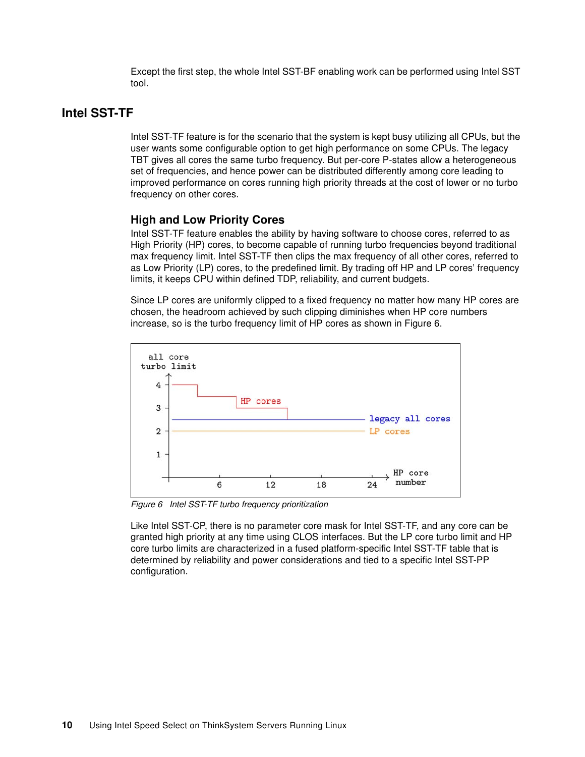Except the first step, the whole Intel SST-BF enabling work can be performed using Intel SST tool.

## Intel SST-TF

Intel SST-TF feature is for the scenario that the system is kept busy utilizing all CPUs, but the user wants some configurable option to get high performance on some CPUs. The legacy TBT gives all cores the same turbo frequency. But per-core P-states allow a heterogeneous set of frequencies, and hence power can be distributed differently among core leading to improved performance on cores running high priority threads at the cost of lower or no turbo frequency on other cores.

### High and Low Priority Cores

Intel SST-TF feature enables the ability by having software to choose cores, referred to as High Priority (HP) cores, to become capable of running turbo frequencies beyond traditional max frequency limit. Intel SST-TF then clips the max frequency of all other cores, referred to as Low Priority (LP) cores, to the predefined limit. By trading off HP and LP cores' frequency limits, it keeps CPU within defined TDP, reliability, and current budgets.

Since LP cores are uniformly clipped to a fixed frequency no matter how many HP cores are chosen, the headroom achieved by such clipping diminishes when HP core numbers increase, so is the turbo frequency limit of HP cores as shown in Figure 6.

*Figure 6 Intel SST-TF turbo frequency prioritization*

Like Intel SST-CP, there is no parameter core mask for Intel SST-TF, and any core can be granted high priority at any time using CLOS interfaces. But the LP core turbo limit and HP core turbo limits are characterized in a fused platform-specific Intel SST-TF table that is determined by reliability and power considerations and tied to a specific Intel SST-PP configuration.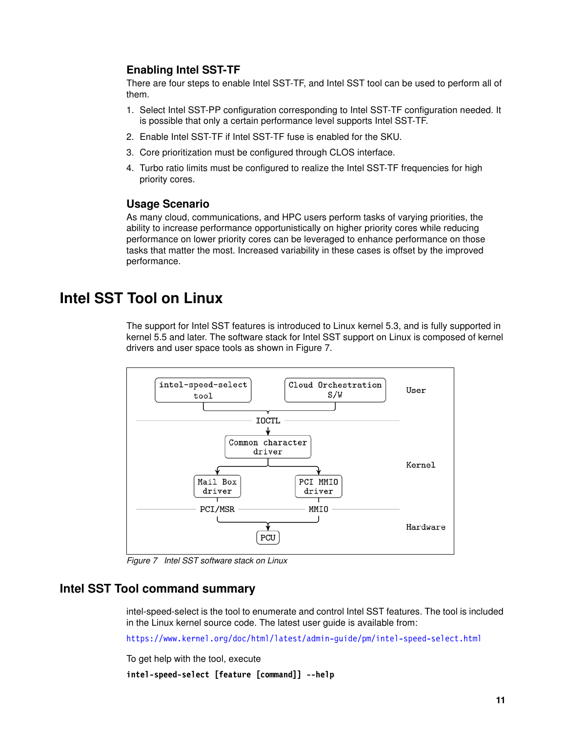### Enabling Intel SST-TF

There are four steps to enable Intel SST-TF, and Intel SST tool can be used to perform all of them.

1. Select Intel SST-PP configuration corresponding to Intel SST-TF configuration needed. It is possible that only a certain performance level supports Intel SST-TF.
2. Enable Intel SST-TF if Intel SST-TF fuse is enabled for the SKU.
3. Core prioritization must be configured through CLOS interface.
4. Turbo ratio limits must be configured to realize the Intel SST-TF frequencies for high priority cores.

### Usage Scenario

As many cloud, communications, and HPC users perform tasks of varying priorities, the ability to increase performance opportunistically on higher priority cores while reducing performance on lower priority cores can be leveraged to enhance performance on those tasks that matter the most. Increased variability in these cases is offset by the improved performance.

# Intel SST Tool on Linux

The support for Intel SST features is introduced to Linux kernel 5.3, and is fully supported in kernel 5.5 and later. The software stack for Intel SST support on Linux is composed of kernel drivers and user space tools as shown in Figure 7.

```
intel-speed-select tool      Cloud Orchestration S/W        User
----------------------- IOCTL -----------------------
              Common character driver                      Kernel
     Mail Box driver              PCI MMIO driver
----------- PCI/MSR -------------- MMIO --------------
                       PCU                                 Hardware
```

*Figure 7 Intel SST software stack on Linux*

## Intel SST Tool command summary

intel-speed-select is the tool to enumerate and control Intel SST features. The tool is included in the Linux kernel source code. The latest user guide is available from:

https://www.kernel.org/doc/html/latest/admin-guide/pm/intel-speed-select.html

To get help with the tool, execute

```
intel-speed-select [feature [command]] --help
```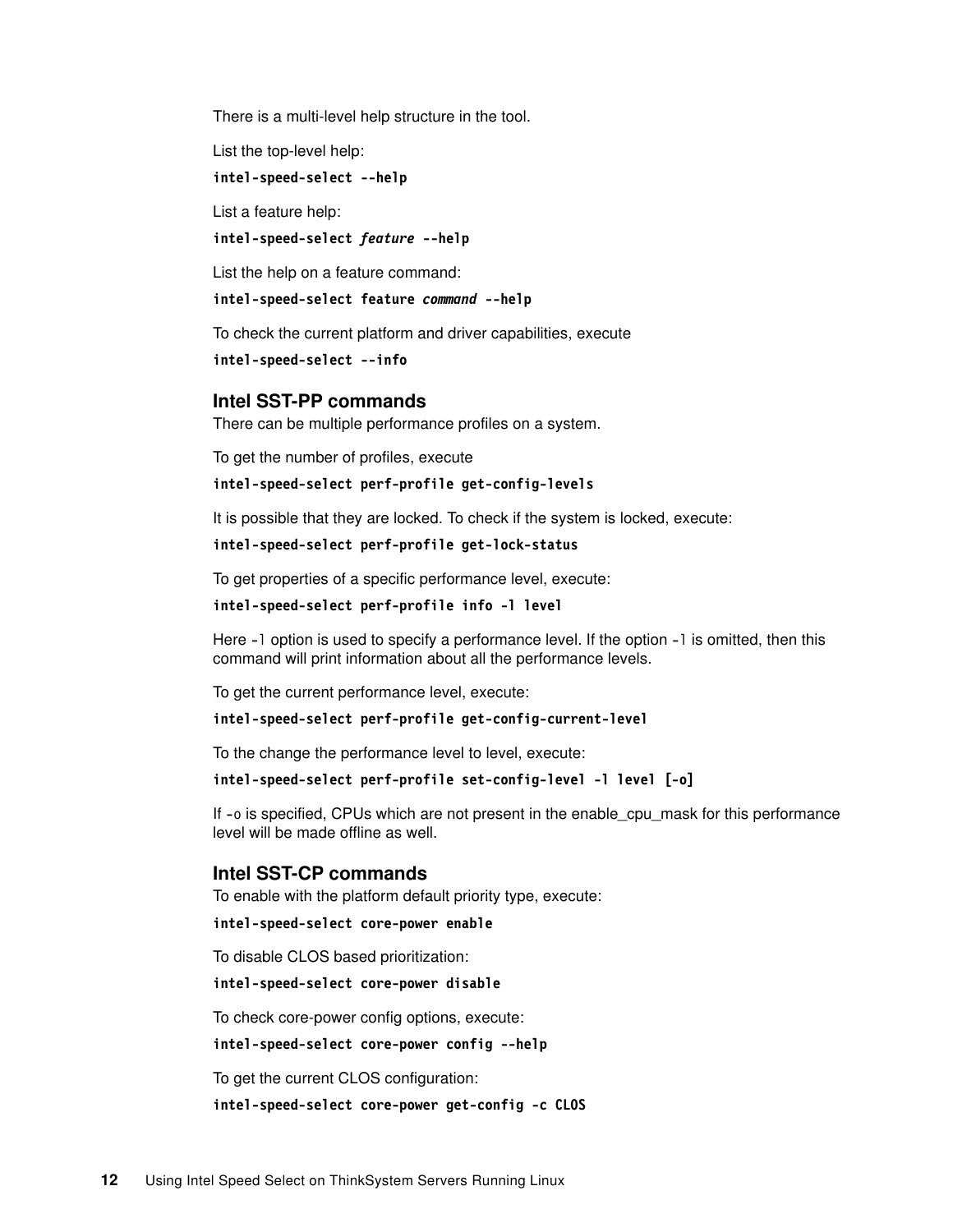There is a multi-level help structure in the tool.

List the top-level help:

```
intel-speed-select --help
```

List a feature help:

```
intel-speed-select feature --help
```

List the help on a feature command:

```
intel-speed-select feature command --help
```

To check the current platform and driver capabilities, execute

```
intel-speed-select --info
```

### Intel SST-PP commands

There can be multiple performance profiles on a system.

To get the number of profiles, execute

```
intel-speed-select perf-profile get-config-levels
```

It is possible that they are locked. To check if the system is locked, execute:

```
intel-speed-select perf-profile get-lock-status
```

To get properties of a specific performance level, execute:

```
intel-speed-select perf-profile info -l level
```

Here `-l` option is used to specify a performance level. If the option `-l` is omitted, then this command will print information about all the performance levels.

To get the current performance level, execute:

```
intel-speed-select perf-profile get-config-current-level
```

To the change the performance level to level, execute:

```
intel-speed-select perf-profile set-config-level -l level [-o]
```

If `-o` is specified, CPUs which are not present in the enable_cpu_mask for this performance level will be made offline as well.

### Intel SST-CP commands

To enable with the platform default priority type, execute:

```
intel-speed-select core-power enable
```

To disable CLOS based prioritization:

```
intel-speed-select core-power disable
```

To check core-power config options, execute:

```
intel-speed-select core-power config --help
```

To get the current CLOS configuration:

```
intel-speed-select core-power get-config -c CLOS
```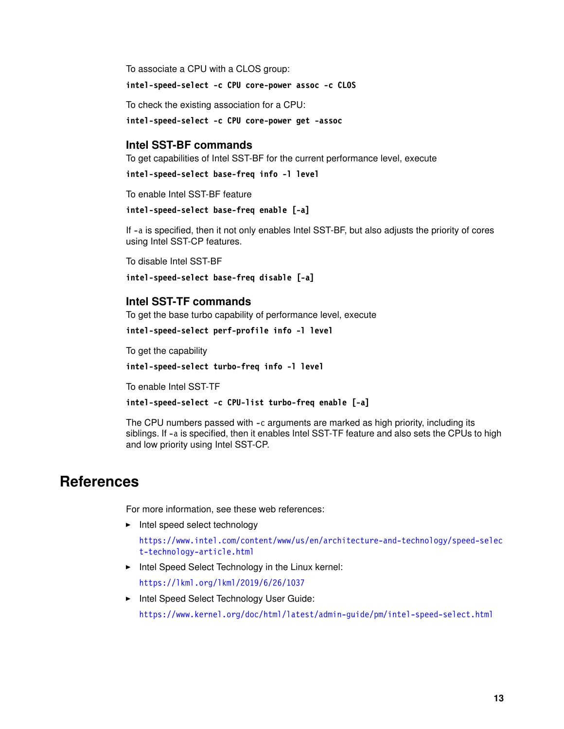To associate a CPU with a CLOS group:

```
intel-speed-select -c CPU core-power assoc -c CLOS
```

To check the existing association for a CPU:

```
intel-speed-select -c CPU core-power get -assoc
```

### Intel SST-BF commands

To get capabilities of Intel SST-BF for the current performance level, execute

```
intel-speed-select base-freq info -l level
```

To enable Intel SST-BF feature

```
intel-speed-select base-freq enable [-a]
```

If `-a` is specified, then it not only enables Intel SST-BF, but also adjusts the priority of cores using Intel SST-CP features.

To disable Intel SST-BF

```
intel-speed-select base-freq disable [-a]
```

### Intel SST-TF commands

To get the base turbo capability of performance level, execute

```
intel-speed-select perf-profile info -l level
```

To get the capability

```
intel-speed-select turbo-freq info -l level
```

To enable Intel SST-TF

```
intel-speed-select -c CPU-list turbo-freq enable [-a]
```

The CPU numbers passed with `-c` arguments are marked as high priority, including its siblings. If `-a` is specified, then it enables Intel SST-TF feature and also sets the CPUs to high and low priority using Intel SST-CP.

## References

For more information, see these web references:

- Intel speed select technology

  https://www.intel.com/content/www/us/en/architecture-and-technology/speed-select-technology-article.html

- Intel Speed Select Technology in the Linux kernel:

  https://lkml.org/lkml/2019/6/26/1037

- Intel Speed Select Technology User Guide:

  https://www.kernel.org/doc/html/latest/admin-guide/pm/intel-speed-select.html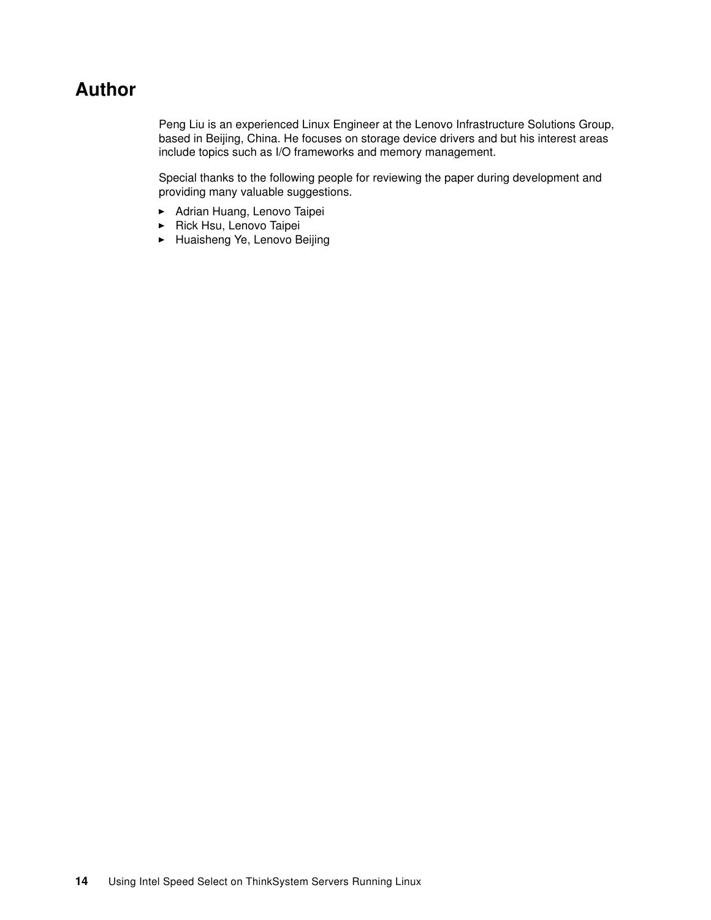# Author

Peng Liu is an experienced Linux Engineer at the Lenovo Infrastructure Solutions Group, based in Beijing, China. He focuses on storage device drivers and but his interest areas include topics such as I/O frameworks and memory management.

Special thanks to the following people for reviewing the paper during development and providing many valuable suggestions.

- Adrian Huang, Lenovo Taipei
- Rick Hsu, Lenovo Taipei
- Huaisheng Ye, Lenovo Beijing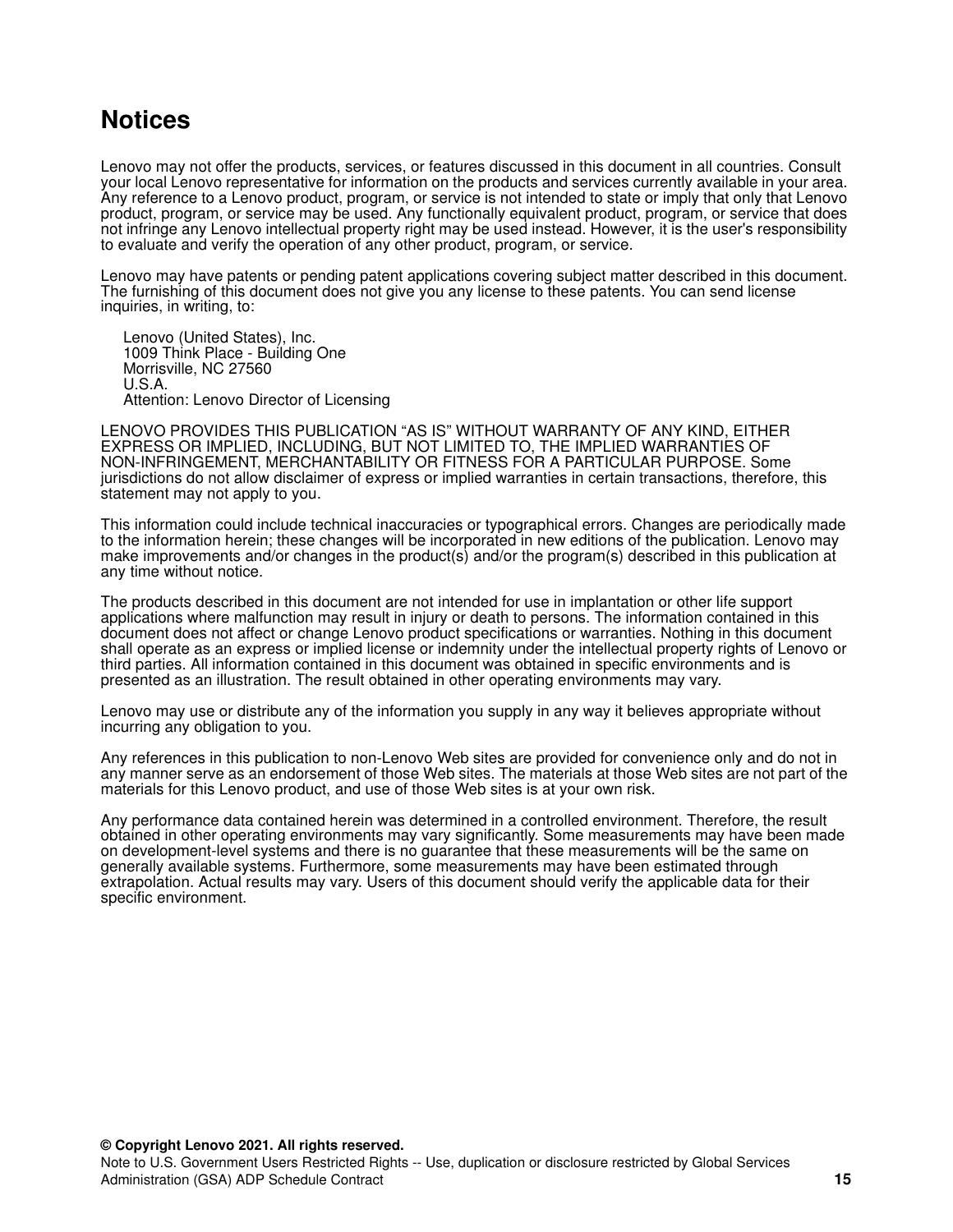# Notices

Lenovo may not offer the products, services, or features discussed in this document in all countries. Consult your local Lenovo representative for information on the products and services currently available in your area. Any reference to a Lenovo product, program, or service is not intended to state or imply that only that Lenovo product, program, or service may be used. Any functionally equivalent product, program, or service that does not infringe any Lenovo intellectual property right may be used instead. However, it is the user's responsibility to evaluate and verify the operation of any other product, program, or service.

Lenovo may have patents or pending patent applications covering subject matter described in this document. The furnishing of this document does not give you any license to these patents. You can send license inquiries, in writing, to:

Lenovo (United States), Inc.
1009 Think Place - Building One
Morrisville, NC 27560
U.S.A.
Attention: Lenovo Director of Licensing

LENOVO PROVIDES THIS PUBLICATION “AS IS” WITHOUT WARRANTY OF ANY KIND, EITHER EXPRESS OR IMPLIED, INCLUDING, BUT NOT LIMITED TO, THE IMPLIED WARRANTIES OF NON-INFRINGEMENT, MERCHANTABILITY OR FITNESS FOR A PARTICULAR PURPOSE. Some jurisdictions do not allow disclaimer of express or implied warranties in certain transactions, therefore, this statement may not apply to you.

This information could include technical inaccuracies or typographical errors. Changes are periodically made to the information herein; these changes will be incorporated in new editions of the publication. Lenovo may make improvements and/or changes in the product(s) and/or the program(s) described in this publication at any time without notice.

The products described in this document are not intended for use in implantation or other life support applications where malfunction may result in injury or death to persons. The information contained in this document does not affect or change Lenovo product specifications or warranties. Nothing in this document shall operate as an express or implied license or indemnity under the intellectual property rights of Lenovo or third parties. All information contained in this document was obtained in specific environments and is presented as an illustration. The result obtained in other operating environments may vary.

Lenovo may use or distribute any of the information you supply in any way it believes appropriate without incurring any obligation to you.

Any references in this publication to non-Lenovo Web sites are provided for convenience only and do not in any manner serve as an endorsement of those Web sites. The materials at those Web sites are not part of the materials for this Lenovo product, and use of those Web sites is at your own risk.

Any performance data contained herein was determined in a controlled environment. Therefore, the result obtained in other operating environments may vary significantly. Some measurements may have been made on development-level systems and there is no guarantee that these measurements will be the same on generally available systems. Furthermore, some measurements may have been estimated through extrapolation. Actual results may vary. Users of this document should verify the applicable data for their specific environment.

**© Copyright Lenovo 2021. All rights reserved.**
Note to U.S. Government Users Restricted Rights -- Use, duplication or disclosure restricted by Global Services Administration (GSA) ADP Schedule Contract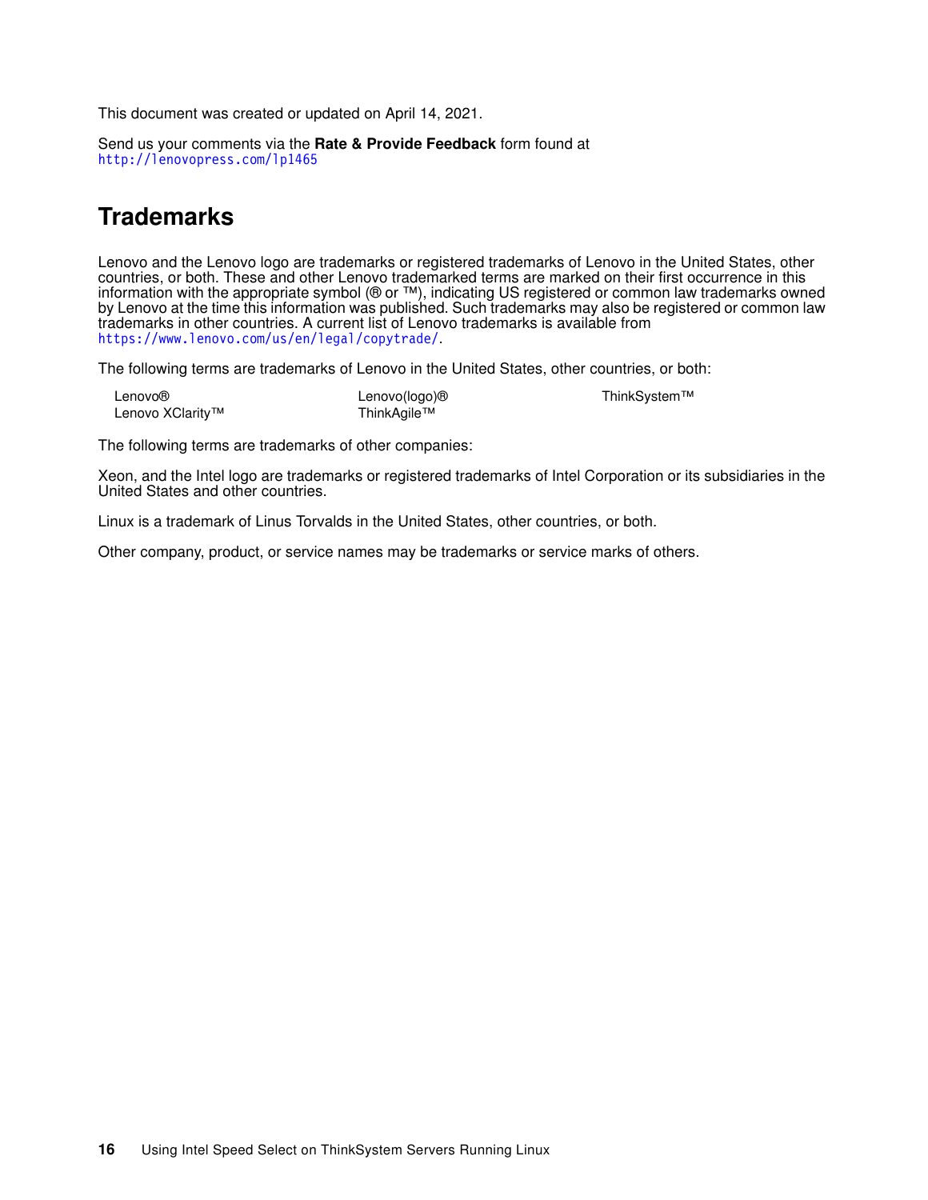This document was created or updated on April 14, 2021.

Send us your comments via the **Rate & Provide Feedback** form found at
http://lenovopress.com/lp1465

# Trademarks

Lenovo and the Lenovo logo are trademarks or registered trademarks of Lenovo in the United States, other countries, or both. These and other Lenovo trademarked terms are marked on their first occurrence in this information with the appropriate symbol (® or ™), indicating US registered or common law trademarks owned by Lenovo at the time this information was published. Such trademarks may also be registered or common law trademarks in other countries. A current list of Lenovo trademarks is available from
https://www.lenovo.com/us/en/legal/copytrade/.

The following terms are trademarks of Lenovo in the United States, other countries, or both:

Lenovo®
Lenovo XClarity™
Lenovo(logo)®
ThinkAgile™
ThinkSystem™

The following terms are trademarks of other companies:

Xeon, and the Intel logo are trademarks or registered trademarks of Intel Corporation or its subsidiaries in the United States and other countries.

Linux is a trademark of Linus Torvalds in the United States, other countries, or both.

Other company, product, or service names may be trademarks or service marks of others.